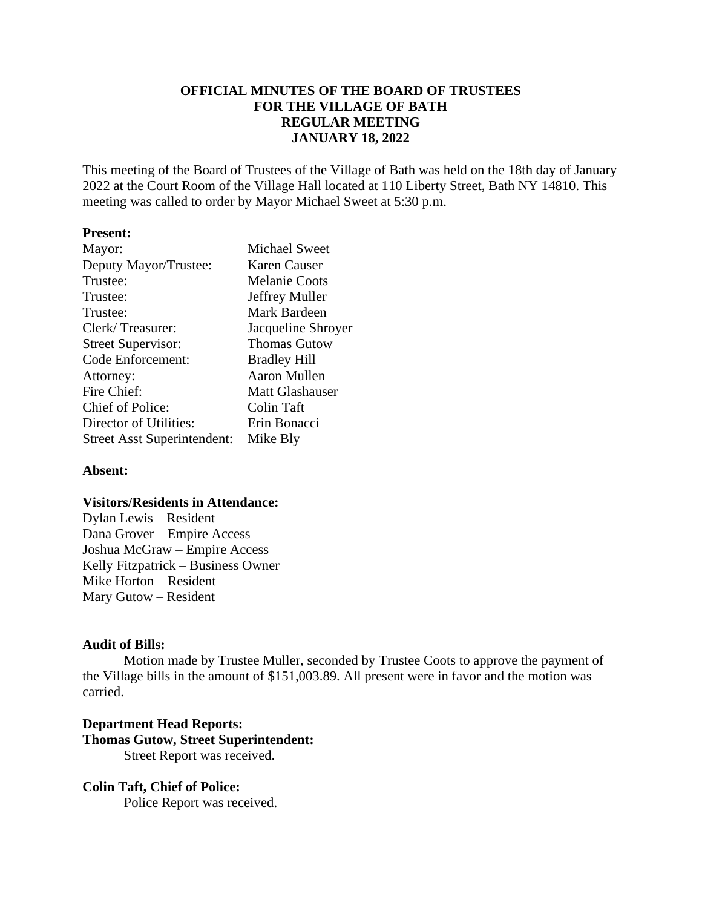**OFFICIAL MINUTES OF THE BOARD OF TRUSTEES**
**FOR THE VILLAGE OF BATH**
**REGULAR MEETING**
**JANUARY 18, 2022**

This meeting of the Board of Trustees of the Village of Bath was held on the 18th day of January 2022 at the Court Room of the Village Hall located at 110 Liberty Street, Bath NY 14810. This meeting was called to order by Mayor Michael Sweet at 5:30 p.m.

**Present:**

| | |
|---|---|
| Mayor: | Michael Sweet |
| Deputy Mayor/Trustee: | Karen Causer |
| Trustee: | Melanie Coots |
| Trustee: | Jeffrey Muller |
| Trustee: | Mark Bardeen |
| Clerk/ Treasurer: | Jacqueline Shroyer |
| Street Supervisor: | Thomas Gutow |
| Code Enforcement: | Bradley Hill |
| Attorney: | Aaron Mullen |
| Fire Chief: | Matt Glashauser |
| Chief of Police: | Colin Taft |
| Director of Utilities: | Erin Bonacci |
| Street Asst Superintendent: | Mike Bly |

**Absent:**

**Visitors/Residents in Attendance:**
Dylan Lewis – Resident
Dana Grover – Empire Access
Joshua McGraw – Empire Access
Kelly Fitzpatrick – Business Owner
Mike Horton – Resident
Mary Gutow – Resident

**Audit of Bills:**

Motion made by Trustee Muller, seconded by Trustee Coots to approve the payment of the Village bills in the amount of $151,003.89. All present were in favor and the motion was carried.

**Department Head Reports:**

**Thomas Gutow, Street Superintendent:**

Street Report was received.

**Colin Taft, Chief of Police:**

Police Report was received.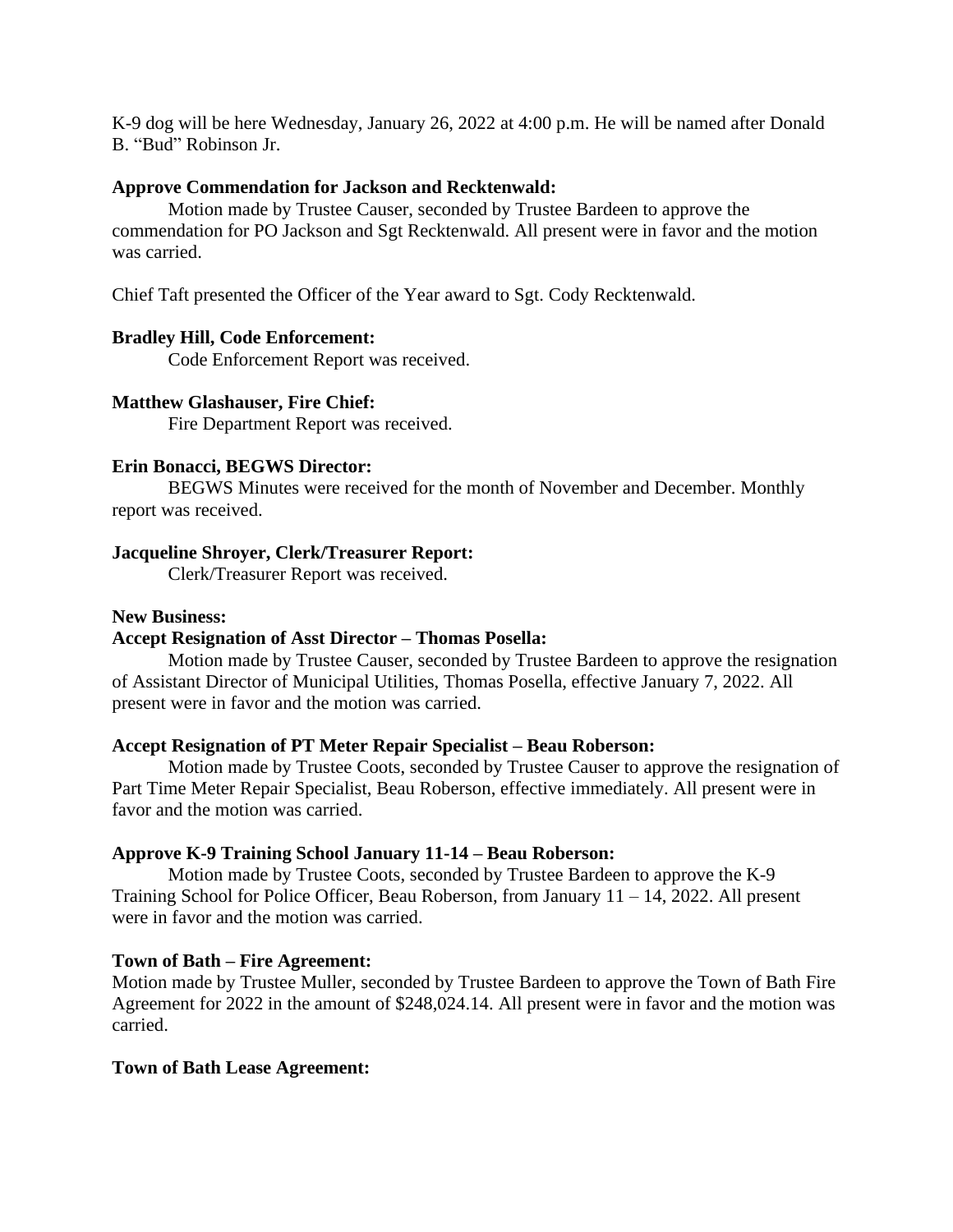K-9 dog will be here Wednesday, January 26, 2022 at 4:00 p.m. He will be named after Donald B. "Bud" Robinson Jr.

**Approve Commendation for Jackson and Recktenwald:**

Motion made by Trustee Causer, seconded by Trustee Bardeen to approve the commendation for PO Jackson and Sgt Recktenwald. All present were in favor and the motion was carried.

Chief Taft presented the Officer of the Year award to Sgt. Cody Recktenwald.

**Bradley Hill, Code Enforcement:**

Code Enforcement Report was received.

**Matthew Glashauser, Fire Chief:**

Fire Department Report was received.

**Erin Bonacci, BEGWS Director:**

BEGWS Minutes were received for the month of November and December. Monthly report was received.

**Jacqueline Shroyer, Clerk/Treasurer Report:**

Clerk/Treasurer Report was received.

**New Business:**

**Accept Resignation of Asst Director – Thomas Posella:**

Motion made by Trustee Causer, seconded by Trustee Bardeen to approve the resignation of Assistant Director of Municipal Utilities, Thomas Posella, effective January 7, 2022. All present were in favor and the motion was carried.

**Accept Resignation of PT Meter Repair Specialist – Beau Roberson:**

Motion made by Trustee Coots, seconded by Trustee Causer to approve the resignation of Part Time Meter Repair Specialist, Beau Roberson, effective immediately. All present were in favor and the motion was carried.

**Approve K-9 Training School January 11-14 – Beau Roberson:**

Motion made by Trustee Coots, seconded by Trustee Bardeen to approve the K-9 Training School for Police Officer, Beau Roberson, from January 11 – 14, 2022. All present were in favor and the motion was carried.

**Town of Bath – Fire Agreement:**

Motion made by Trustee Muller, seconded by Trustee Bardeen to approve the Town of Bath Fire Agreement for 2022 in the amount of $248,024.14. All present were in favor and the motion was carried.

**Town of Bath Lease Agreement:**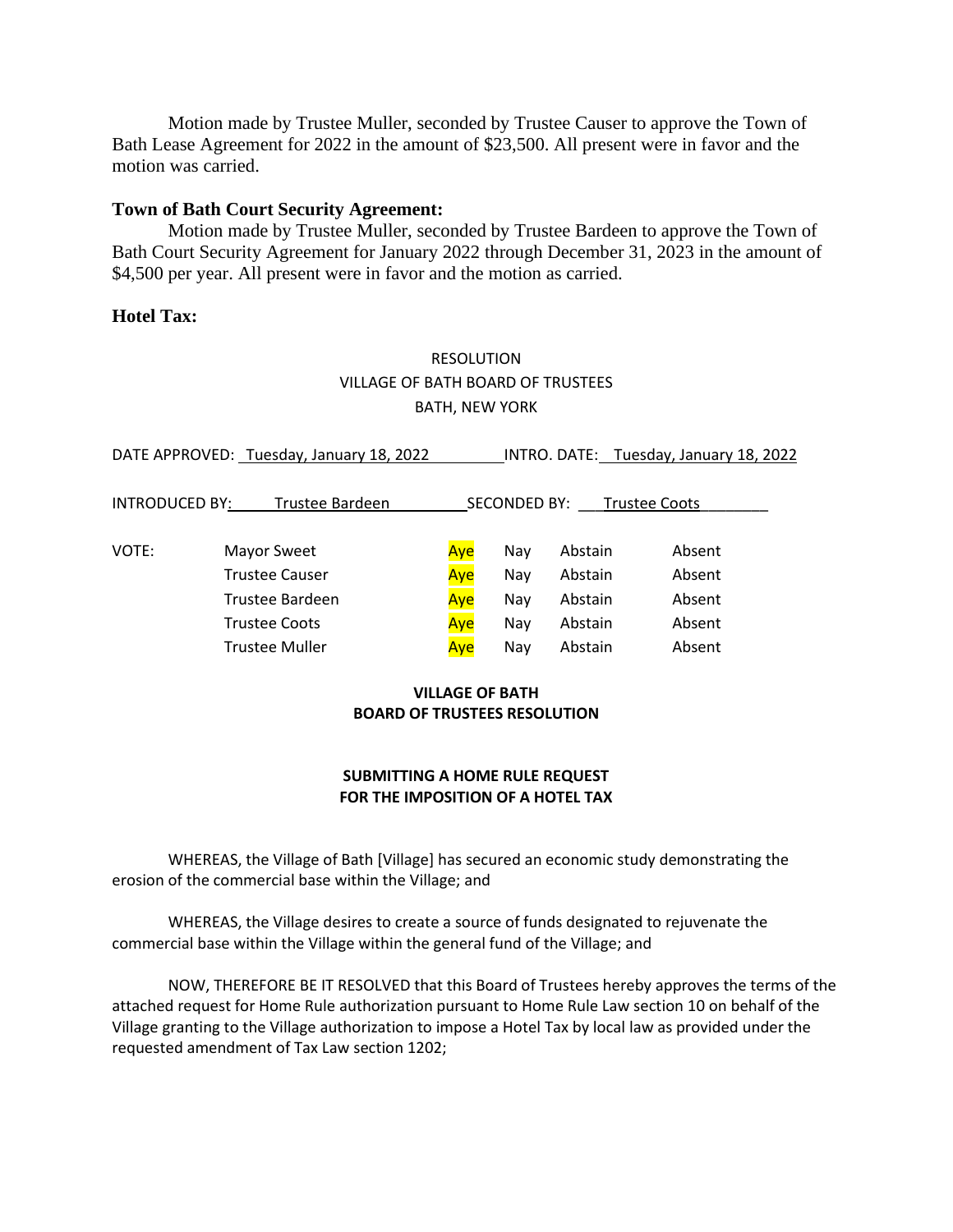Motion made by Trustee Muller, seconded by Trustee Causer to approve the Town of Bath Lease Agreement for 2022 in the amount of $23,500. All present were in favor and the motion was carried.

**Town of Bath Court Security Agreement:**

Motion made by Trustee Muller, seconded by Trustee Bardeen to approve the Town of Bath Court Security Agreement for January 2022 through December 31, 2023 in the amount of $4,500 per year. All present were in favor and the motion as carried.

**Hotel Tax:**

RESOLUTION
VILLAGE OF BATH BOARD OF TRUSTEES
BATH, NEW YORK

DATE APPROVED: Tuesday, January 18, 2022 INTRO. DATE: Tuesday, January 18, 2022

INTRODUCED BY: Trustee Bardeen SECONDED BY: Trustee Coots

| VOTE: | | | | | |
|---|---|---|---|---|---|
| | Mayor Sweet | Aye | Nay | Abstain | Absent |
| | Trustee Causer | Aye | Nay | Abstain | Absent |
| | Trustee Bardeen | Aye | Nay | Abstain | Absent |
| | Trustee Coots | Aye | Nay | Abstain | Absent |
| | Trustee Muller | Aye | Nay | Abstain | Absent |

**VILLAGE OF BATH**
**BOARD OF TRUSTEES RESOLUTION**

**SUBMITTING A HOME RULE REQUEST**
**FOR THE IMPOSITION OF A HOTEL TAX**

WHEREAS, the Village of Bath [Village] has secured an economic study demonstrating the erosion of the commercial base within the Village; and

WHEREAS, the Village desires to create a source of funds designated to rejuvenate the commercial base within the Village within the general fund of the Village; and

NOW, THEREFORE BE IT RESOLVED that this Board of Trustees hereby approves the terms of the attached request for Home Rule authorization pursuant to Home Rule Law section 10 on behalf of the Village granting to the Village authorization to impose a Hotel Tax by local law as provided under the requested amendment of Tax Law section 1202;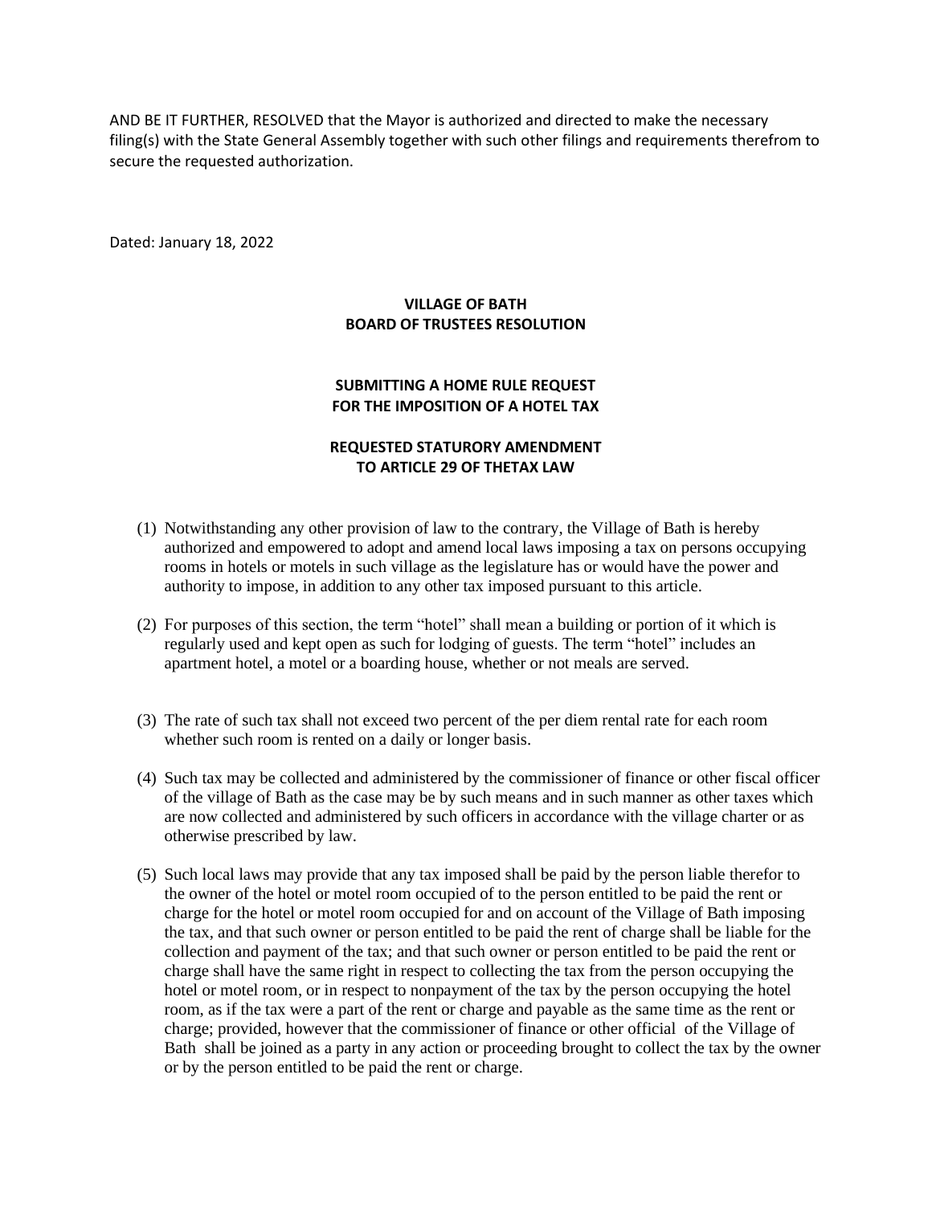AND BE IT FURTHER, RESOLVED that the Mayor is authorized and directed to make the necessary filing(s) with the State General Assembly together with such other filings and requirements therefrom to secure the requested authorization.

Dated: January 18, 2022

**VILLAGE OF BATH**
**BOARD OF TRUSTEES RESOLUTION**

**SUBMITTING A HOME RULE REQUEST**
**FOR THE IMPOSITION OF A HOTEL TAX**

**REQUESTED STATURORY AMENDMENT**
**TO ARTICLE 29 OF THETAX LAW**

(1) Notwithstanding any other provision of law to the contrary, the Village of Bath is hereby authorized and empowered to adopt and amend local laws imposing a tax on persons occupying rooms in hotels or motels in such village as the legislature has or would have the power and authority to impose, in addition to any other tax imposed pursuant to this article.

(2) For purposes of this section, the term "hotel" shall mean a building or portion of it which is regularly used and kept open as such for lodging of guests. The term "hotel" includes an apartment hotel, a motel or a boarding house, whether or not meals are served.

(3) The rate of such tax shall not exceed two percent of the per diem rental rate for each room whether such room is rented on a daily or longer basis.

(4) Such tax may be collected and administered by the commissioner of finance or other fiscal officer of the village of Bath as the case may be by such means and in such manner as other taxes which are now collected and administered by such officers in accordance with the village charter or as otherwise prescribed by law.

(5) Such local laws may provide that any tax imposed shall be paid by the person liable therefor to the owner of the hotel or motel room occupied of to the person entitled to be paid the rent or charge for the hotel or motel room occupied for and on account of the Village of Bath imposing the tax, and that such owner or person entitled to be paid the rent of charge shall be liable for the collection and payment of the tax; and that such owner or person entitled to be paid the rent or charge shall have the same right in respect to collecting the tax from the person occupying the hotel or motel room, or in respect to nonpayment of the tax by the person occupying the hotel room, as if the tax were a part of the rent or charge and payable as the same time as the rent or charge; provided, however that the commissioner of finance or other official of the Village of Bath shall be joined as a party in any action or proceeding brought to collect the tax by the owner or by the person entitled to be paid the rent or charge.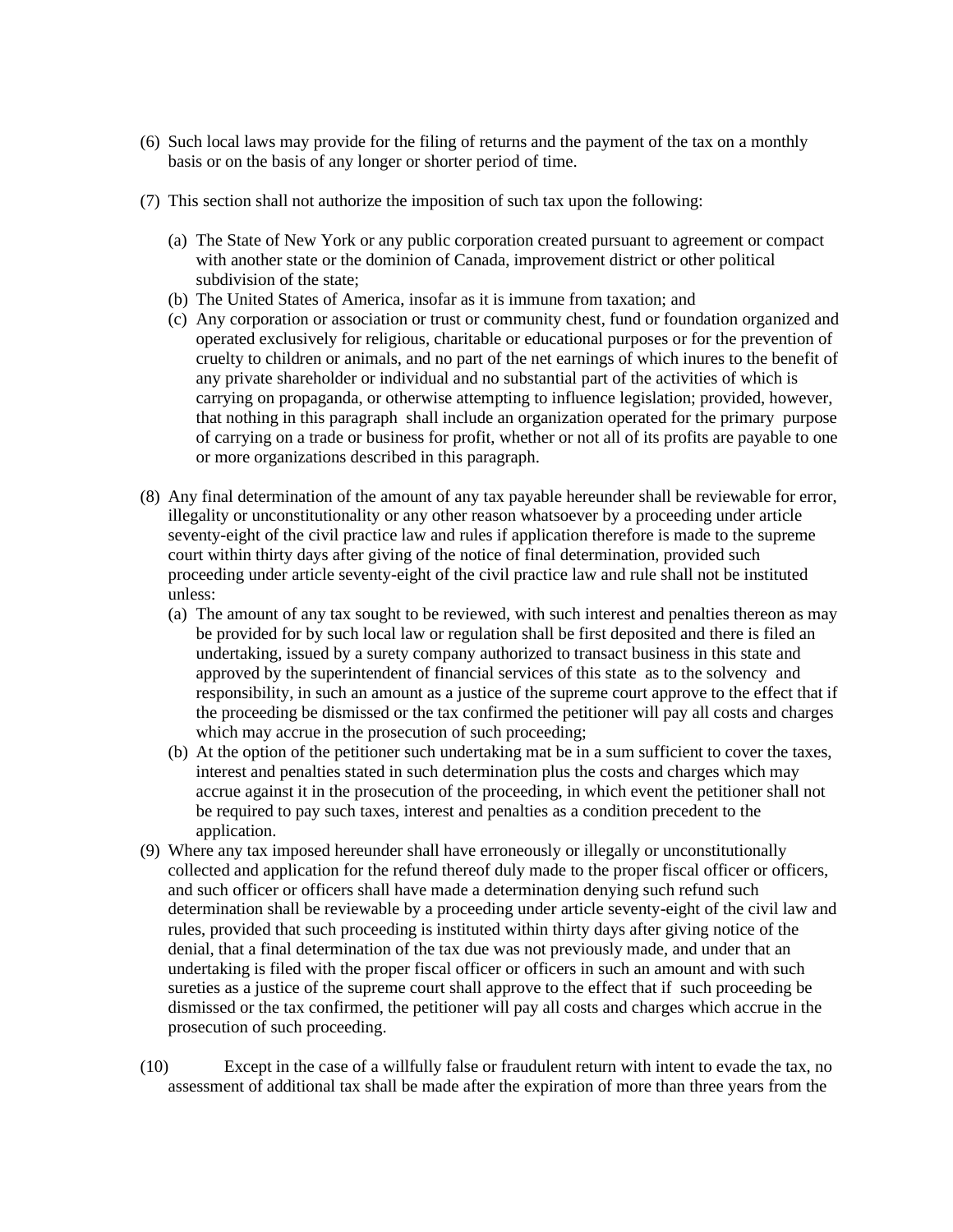(6) Such local laws may provide for the filing of returns and the payment of the tax on a monthly basis or on the basis of any longer or shorter period of time.

(7) This section shall not authorize the imposition of such tax upon the following:

   (a) The State of New York or any public corporation created pursuant to agreement or compact with another state or the dominion of Canada, improvement district or other political subdivision of the state;
   (b) The United States of America, insofar as it is immune from taxation; and
   (c) Any corporation or association or trust or community chest, fund or foundation organized and operated exclusively for religious, charitable or educational purposes or for the prevention of cruelty to children or animals, and no part of the net earnings of which inures to the benefit of any private shareholder or individual and no substantial part of the activities of which is carrying on propaganda, or otherwise attempting to influence legislation; provided, however, that nothing in this paragraph shall include an organization operated for the primary purpose of carrying on a trade or business for profit, whether or not all of its profits are payable to one or more organizations described in this paragraph.

(8) Any final determination of the amount of any tax payable hereunder shall be reviewable for error, illegality or unconstitutionality or any other reason whatsoever by a proceeding under article seventy-eight of the civil practice law and rules if application therefore is made to the supreme court within thirty days after giving of the notice of final determination, provided such proceeding under article seventy-eight of the civil practice law and rule shall not be instituted unless:
   (a) The amount of any tax sought to be reviewed, with such interest and penalties thereon as may be provided for by such local law or regulation shall be first deposited and there is filed an undertaking, issued by a surety company authorized to transact business in this state and approved by the superintendent of financial services of this state as to the solvency and responsibility, in such an amount as a justice of the supreme court approve to the effect that if the proceeding be dismissed or the tax confirmed the petitioner will pay all costs and charges which may accrue in the prosecution of such proceeding;
   (b) At the option of the petitioner such undertaking mat be in a sum sufficient to cover the taxes, interest and penalties stated in such determination plus the costs and charges which may accrue against it in the prosecution of the proceeding, in which event the petitioner shall not be required to pay such taxes, interest and penalties as a condition precedent to the application.

(9) Where any tax imposed hereunder shall have erroneously or illegally or unconstitutionally collected and application for the refund thereof duly made to the proper fiscal officer or officers, and such officer or officers shall have made a determination denying such refund such determination shall be reviewable by a proceeding under article seventy-eight of the civil law and rules, provided that such proceeding is instituted within thirty days after giving notice of the denial, that a final determination of the tax due was not previously made, and under that an undertaking is filed with the proper fiscal officer or officers in such an amount and with such sureties as a justice of the supreme court shall approve to the effect that if such proceeding be dismissed or the tax confirmed, the petitioner will pay all costs and charges which accrue in the prosecution of such proceeding.

(10) Except in the case of a willfully false or fraudulent return with intent to evade the tax, no assessment of additional tax shall be made after the expiration of more than three years from the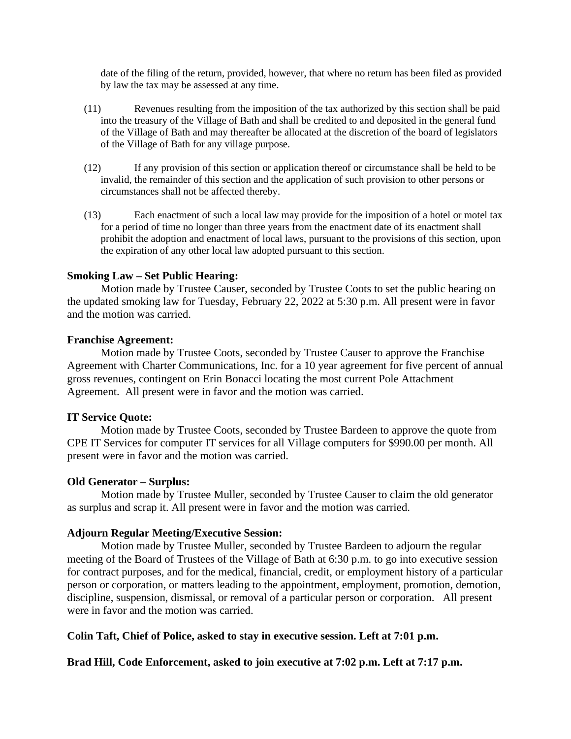date of the filing of the return, provided, however, that where no return has been filed as provided by law the tax may be assessed at any time.

(11) Revenues resulting from the imposition of the tax authorized by this section shall be paid into the treasury of the Village of Bath and shall be credited to and deposited in the general fund of the Village of Bath and may thereafter be allocated at the discretion of the board of legislators of the Village of Bath for any village purpose.

(12) If any provision of this section or application thereof or circumstance shall be held to be invalid, the remainder of this section and the application of such provision to other persons or circumstances shall not be affected thereby.

(13) Each enactment of such a local law may provide for the imposition of a hotel or motel tax for a period of time no longer than three years from the enactment date of its enactment shall prohibit the adoption and enactment of local laws, pursuant to the provisions of this section, upon the expiration of any other local law adopted pursuant to this section.

**Smoking Law – Set Public Hearing:**

Motion made by Trustee Causer, seconded by Trustee Coots to set the public hearing on the updated smoking law for Tuesday, February 22, 2022 at 5:30 p.m. All present were in favor and the motion was carried.

**Franchise Agreement:**

Motion made by Trustee Coots, seconded by Trustee Causer to approve the Franchise Agreement with Charter Communications, Inc. for a 10 year agreement for five percent of annual gross revenues, contingent on Erin Bonacci locating the most current Pole Attachment Agreement. All present were in favor and the motion was carried.

**IT Service Quote:**

Motion made by Trustee Coots, seconded by Trustee Bardeen to approve the quote from CPE IT Services for computer IT services for all Village computers for $990.00 per month. All present were in favor and the motion was carried.

**Old Generator – Surplus:**

Motion made by Trustee Muller, seconded by Trustee Causer to claim the old generator as surplus and scrap it. All present were in favor and the motion was carried.

**Adjourn Regular Meeting/Executive Session:**

Motion made by Trustee Muller, seconded by Trustee Bardeen to adjourn the regular meeting of the Board of Trustees of the Village of Bath at 6:30 p.m. to go into executive session for contract purposes, and for the medical, financial, credit, or employment history of a particular person or corporation, or matters leading to the appointment, employment, promotion, demotion, discipline, suspension, dismissal, or removal of a particular person or corporation. All present were in favor and the motion was carried.

**Colin Taft, Chief of Police, asked to stay in executive session. Left at 7:01 p.m.**

**Brad Hill, Code Enforcement, asked to join executive at 7:02 p.m. Left at 7:17 p.m.**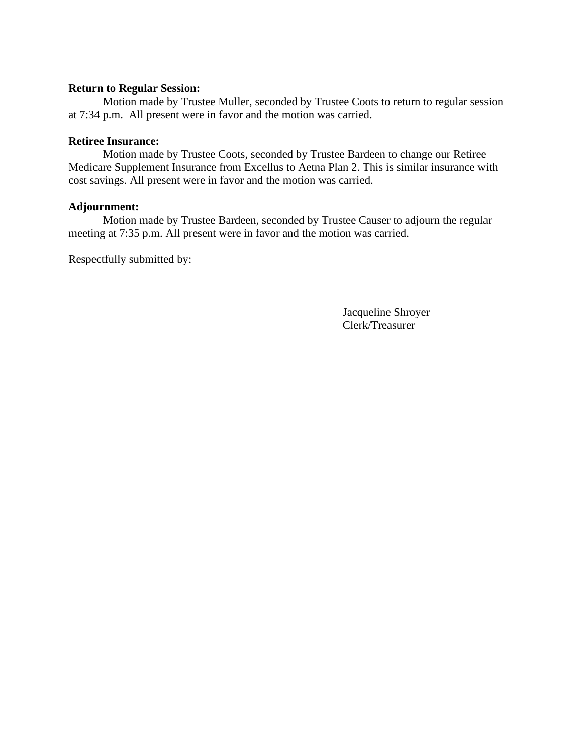**Return to Regular Session:**

Motion made by Trustee Muller, seconded by Trustee Coots to return to regular session at 7:34 p.m. All present were in favor and the motion was carried.

**Retiree Insurance:**

Motion made by Trustee Coots, seconded by Trustee Bardeen to change our Retiree Medicare Supplement Insurance from Excellus to Aetna Plan 2. This is similar insurance with cost savings. All present were in favor and the motion was carried.

**Adjournment:**

Motion made by Trustee Bardeen, seconded by Trustee Causer to adjourn the regular meeting at 7:35 p.m. All present were in favor and the motion was carried.

Respectfully submitted by:

Jacqueline Shroyer
Clerk/Treasurer